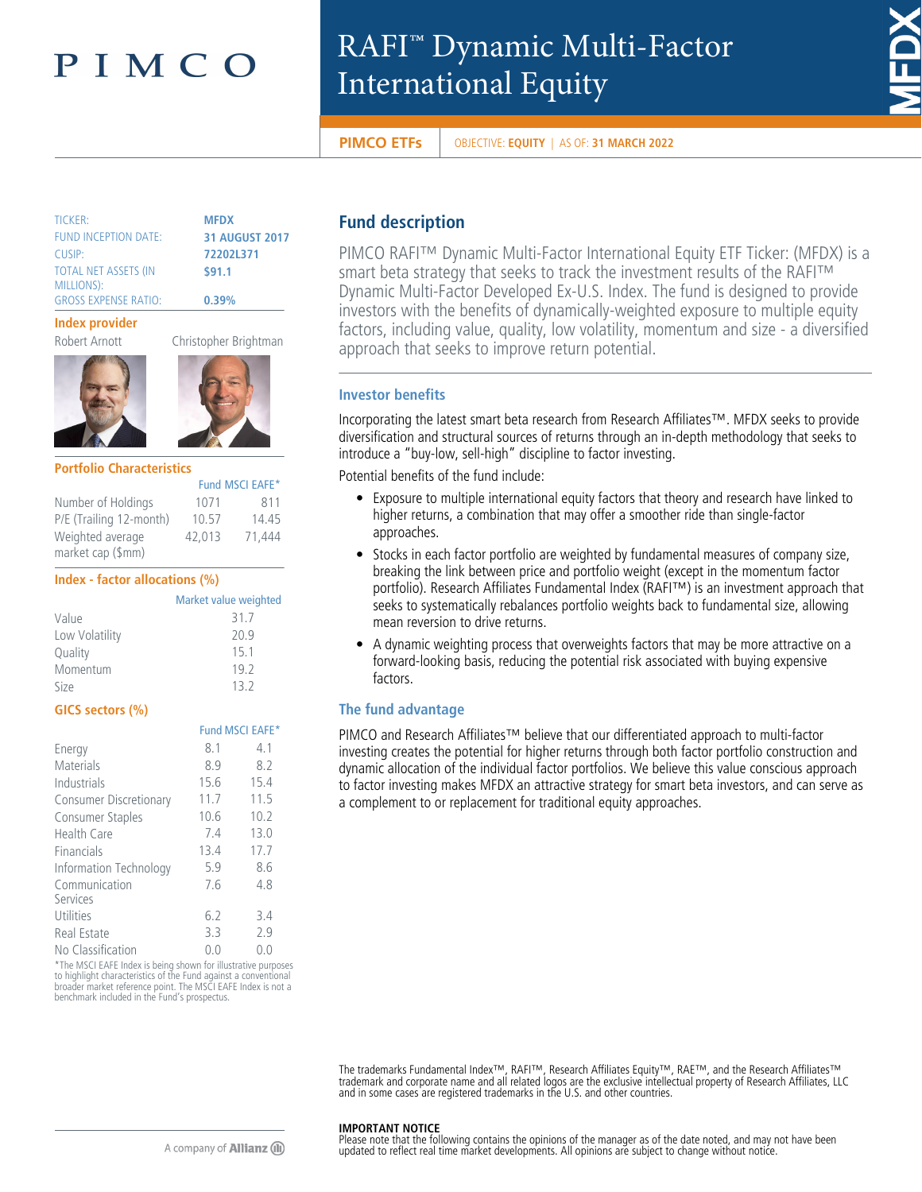PIMCO

# RAFI™ Dynamic Multi-Factor International Equity

MFDX

**PIMCO ETFs** | OBJECTIVE: **EQUITY** | AS OF: **31 MARCH 2022**

| | |
|---|---|
| TICKER: | **MFDX** |
| FUND INCEPTION DATE: | **31 AUGUST 2017** |
| CUSIP: | **72202L371** |
| TOTAL NET ASSETS (IN MILLIONS): | **$91.1** |
| GROSS EXPENSE RATIO: | **0.39%** |

### Index provider

Robert Arnott | Christopher Brightman

### Portfolio Characteristics

| | Fund | MSCI EAFE* |
|---|---|---|
| Number of Holdings | 1071 | 811 |
| P/E (Trailing 12-month) | 10.57 | 14.45 |
| Weighted average market cap ($mm) | 42,013 | 71,444 |

### Index - factor allocations (%)

| | Market value weighted |
|---|---|
| Value | 31.7 |
| Low Volatility | 20.9 |
| Quality | 15.1 |
| Momentum | 19.2 |
| Size | 13.2 |

### GICS sectors (%)

| | Fund | MSCI EAFE* |
|---|---|---|
| Energy | 8.1 | 4.1 |
| Materials | 8.9 | 8.2 |
| Industrials | 15.6 | 15.4 |
| Consumer Discretionary | 11.7 | 11.5 |
| Consumer Staples | 10.6 | 10.2 |
| Health Care | 7.4 | 13.0 |
| Financials | 13.4 | 17.7 |
| Information Technology | 5.9 | 8.6 |
| Communication Services | 7.6 | 4.8 |
| Utilities | 6.2 | 3.4 |
| Real Estate | 3.3 | 2.9 |
| No Classification | 0.0 | 0.0 |

*The MSCI EAFE Index is being shown for illustrative purposes to highlight characteristics of the Fund against a conventional broader market reference point. The MSCI EAFE Index is not a benchmark included in the Fund's prospectus.

## Fund description

PIMCO RAFI™ Dynamic Multi-Factor International Equity ETF Ticker: (MFDX) is a smart beta strategy that seeks to track the investment results of the RAFI™ Dynamic Multi-Factor Developed Ex-U.S. Index. The fund is designed to provide investors with the benefits of dynamically-weighted exposure to multiple equity factors, including value, quality, low volatility, momentum and size - a diversified approach that seeks to improve return potential.

### Investor benefits

Incorporating the latest smart beta research from Research Affiliates™. MFDX seeks to provide diversification and structural sources of returns through an in-depth methodology that seeks to introduce a "buy-low, sell-high" discipline to factor investing.

Potential benefits of the fund include:

- Exposure to multiple international equity factors that theory and research have linked to higher returns, a combination that may offer a smoother ride than single-factor approaches.
- Stocks in each factor portfolio are weighted by fundamental measures of company size, breaking the link between price and portfolio weight (except in the momentum factor portfolio). Research Affiliates Fundamental Index (RAFI™) is an investment approach that seeks to systematically rebalances portfolio weights back to fundamental size, allowing mean reversion to drive returns.
- A dynamic weighting process that overweights factors that may be more attractive on a forward-looking basis, reducing the potential risk associated with buying expensive factors.

### The fund advantage

PIMCO and Research Affiliates™ believe that our differentiated approach to multi-factor investing creates the potential for higher returns through both factor portfolio construction and dynamic allocation of the individual factor portfolios. We believe this value conscious approach to factor investing makes MFDX an attractive strategy for smart beta investors, and can serve as a complement to or replacement for traditional equity approaches.

The trademarks Fundamental Index™, RAFI™, Research Affiliates Equity™, RAE™, and the Research Affiliates™ trademark and corporate name and all related logos are the exclusive intellectual property of Research Affiliates, LLC and in some cases are registered trademarks in the U.S. and other countries.

**IMPORTANT NOTICE**
Please note that the following contains the opinions of the manager as of the date noted, and may not have been updated to reflect real time market developments. All opinions are subject to change without notice.

A company of Allianz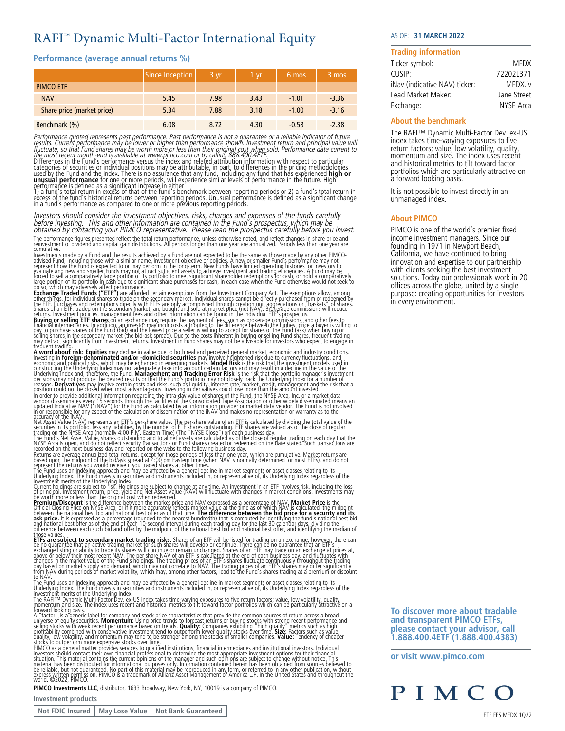# RAFI™ Dynamic Multi-Factor International Equity

## Performance (average annual returns %)

| | Since Inception | 3 yr | 1 yr | 6 mos | 3 mos |
|---|---|---|---|---|---|
| PIMCO ETF | | | | | |
| NAV | 5.45 | 7.98 | 3.43 | -1.01 | -3.36 |
| Share price (market price) | 5.34 | 7.88 | 3.18 | -1.00 | -3.16 |
| Benchmark (%) | 6.08 | 8.72 | 4.30 | -0.58 | -2.38 |

*Performance quoted represents past performance. Past performance is not a guarantee or a reliable indicator of future results. Current performance may be lower or higher than performance shown. Investment return and principal value will fluctuate, so that Fund shares may be worth more or less than their original cost when sold. Performance data current to the most recent month-end is available at www.pimco.com or by calling 888.400.4ETF.*

Differences in the Fund's performance versus the index and related attribution information with respect to particular categories of securities or individual positions may be attributable, in part, to differences in the pricing methodologies used by the Fund and the index. There is no assurance that any fund, including any fund that has experienced **high or unusual performance** for one or more periods, will experience similar levels of performance in the future. High performance is defined as a significant increase in either 1) a fund's total return in excess of that of the fund's benchmark between reporting periods or 2) a fund's total return in excess of the fund's historical returns between reporting periods. Unusual performance is defined as a significant change in a fund's performance as compared to one or more previous reporting periods.

*Investors should consider the investment objectives, risks, charges and expenses of the funds carefully before investing. This and other information are contained in the Fund's prospectus, which may be obtained by contacting your PIMCO representative. Please read the prospectus carefully before you invest.*

The performance figures presented reflect the total return performance, unless otherwise noted, and reflect changes in share price and reinvestment of dividend and capital gain distributions. All periods longer than one year are annualized. Periods less than one year are cumulative.

Investments made by a Fund and the results achieved by a Fund are not expected to be the same as those made by any other PIMCO-advised Fund, including those with a similar name, investment objective or policies. A new or smaller Fund's performance may not represent how the Fund is expected to or may perform in the long-term. New Funds have limited operating histories for investors to evaluate and new and smaller Funds may not attract sufficient assets to achieve investment and trading efficiencies. A Fund may be forced to sell a comparatively large portion of its portfolio to meet significant shareholder redemptions for cash, or hold a comparatively large portion of its portfolio in cash due to significant share purchases for cash, in each case when the Fund otherwise would not seek to do so, which may adversely affect performance.

**Exchange Traded Funds ("ETF")** are afforded certain exemptions from the Investment Company Act. The exemptions allow, among other things, for individual shares to trade on the secondary market. Individual shares cannot be directly purchased from or redeemed by the ETF. Purchases and redemptions directly with ETFs are only accomplished through creation unit aggregations or "baskets" of shares. Shares of an ETF, traded on the secondary market, are bought and sold at market price (not NAV). Brokerage commissions will reduce returns. Investment policies, management fees and other information can be found in the individual ETF's prospectus.

**Buying or selling ETF shares** on an exchange may require the payment of fees, such as brokerage commissions, and other fees to financial intermediaries. In addition, an investor may incur costs attributed to the difference between the highest price a buyer is willing to pay to purchase shares of the Fund (bid) and the lowest price a seller is willing to accept for shares of the Fund (ask) when buying or selling shares in the secondary market (the bid-ask spread). Due to the costs inherent in buying or selling Fund shares, frequent trading may detract significantly from investment returns. Investment in Fund shares may not be advisable for investors who expect to engage in frequent trading.

**A word about risk: Equities** may decline in value due to both real and perceived general market, economic and industry conditions. Investing in **foreign-denominated and/or -domiciled securities** may involve heightened risk due to currency fluctuations, and economic and political risks, which may be enhanced in emerging markets. **Model Risk** is the risk that the investment models used in constructing the Underlying Index may not adequately take into account certain factors and may result in a decline in the value of the Underlying Index and, therefore, the Fund. **Management and Tracking Error Risk** is the risk that the portfolio manager's investment decisions may not produce the desired results or that the Fund's portfolio may not closely track the Underlying Index for a number of reasons. **Derivatives** may involve certain costs and risks, such as liquidity, interest rate, market, credit, management and the risk that a position could not be closed when most advantageous. Investing in derivatives could lose more than the amount invested.

In order to provide additional information regarding the intra-day value of shares of the Fund, the NYSE Arca, Inc. or a market data vendor disseminates every 15 seconds through the facilities of the Consolidated Tape Association or other widely disseminated means an updated Indicative NAV ("iNAV") for the Fund as calculated by an information provider or market data vendor. The Fund is not involved in or responsible for any aspect of the calculation or dissemination of the iNAV and makes no representation or warranty as to the accuracy of the iNAV.

Net Asset Value (NAV) represents an ETF's per-share value. The per-share value of an ETF is calculated by dividing the total value of the securities in its portfolio, less any liabilities, by the number of ETF shares outstanding. ETF shares are valued as of the close of regular trading on the NYSE Arca (normally 4:00 P.M. Eastern Time) (The "NYSE Close") on each business day.

The Fund's Net Asset Value, shares outstanding and total net assets are calculated as of the close of regular trading on each day that the NYSE Arca is open, and do not reflect security transactions or Fund shares created or redeemed on the date stated. Such transactions are recorded on the next business day and reported on the website the following business day.

Returns are average annualized total returns, except for those periods of less than one year, which are cumulative. Market returns are based upon the midpoint of the bid/ask spread at 4:00 pm Eastern time (when NAV is normally determined for most ETFs), and do not represent the returns you would receive if you traded shares at other times.

The Fund uses an indexing approach and may be affected by a general decline in market segments or asset classes relating to its Underlying Index. The Fund invests in securities and instruments included in, or representative of, its Underlying Index regardless of the investment merits of the Underlying Index.

Current holdings are subject to risk. Holdings are subject to change at any time. An investment in an ETF involves risk, including the loss of principal. Investment return, price, yield and Net Asset Value (NAV) will fluctuate with changes in market conditions. Investments may be worth more or less than the original cost when redeemed.

**Premium/Discount** is the difference between the market price and NAV expressed as a percentage of NAV. **Market Price** is the Official Closing Price on NYSE Arca, or if it more accurately reflects market value at the time as of which NAV is calculated, the midpoint between the national best bid and national best offer as of that time. **The difference between the bid price for a security and its ask price.** It is expressed as a percentage (rounded to the nearest hundredth) that is computed by identifying the fund's national best bid and national best offer as of the end of each 10-second interval during each trading day for the last 30 calendar days, dividing the difference between each such bid and offer by the midpoint of the national best bid and national best offer, and identifying the median of those values.

**ETFs are subject to secondary market trading risks.** Shares of an ETF will be listed for trading on an exchange, however, there can be no guarantee that an active trading market for such shares will develop or continue. There can be no guarantee that an ETF's exchange listing or ability to trade its shares will continue or remain unchanged. Shares of an ETF may trade on an exchange at prices at, above or below their most recent NAV. The per share NAV of an ETF is calculated at the end of each business day, and fluctuates with changes in the market value of the Fund's holdings. The trading prices of an ETF's shares fluctuate continuously throughout the trading day based on market supply and demand, which may not correlate to NAV. The trading prices of an ETF's shares may differ significantly from NAV during periods of market volatility, which may, among other factors, lead to the Fund's shares trading at a premium or discount to NAV.

The Fund uses an indexing approach and may be affected by a general decline in market segments or asset classes relating to its Underlying Index. The Fund invests in securities and instruments included in, or representative of, its Underlying Index regardless of the investment merits of the Underlying Index.

The RAFI™ Dynamic Multi-Factor Dev. ex-US index takes time-varying exposures to five return factors; value, low volatility, quality, momentum and size. The index uses recent and historical metrics to tilt toward factor portfolios which can be particularly attractive on a forward looking basis.

A "factor" is a generic label for company and stock price characteristics that provide the common sources of return across a broad universe of equity securities. **Momentum:** Using price trends to forecast returns or buying stocks with strong recent performance and selling stocks with weak recent performance based on trends. **Quality:** Companies exhibiting "high quality" metrics such as high profitability combined with conservative investment tend to outperform lower quality stocks over time. **Size:** Factors such as value, quality, low volatility, and momentum may tend to be stronger among the stocks of smaller companies. **Value:** Tendency of cheaper stocks to outperform more expensive stocks over time.

PIMCO as a general matter provides services to qualified institutions, financial intermediaries and institutional investors. Individual investors should contact their own financial professional to determine the most appropriate investment options for their financial situation. This material contains the current opinions of the manager and such opinions are subject to change without notice. This material has been distributed for informational purposes only. Information contained herein has been obtained from sources believed to be reliable, but not guaranteed. No part of this material may be reproduced in any form, or referred to in any other publication, without express written permission. PIMCO is a trademark of Allianz Asset Management of America L.P. in the United States and throughout the world. ©2022, PIMCO.

**PIMCO Investments LLC**, distributor, 1633 Broadway, New York, NY, 10019 is a company of PIMCO.

**Investment products**

| Not FDIC Insured | May Lose Value | Not Bank Guaranteed |
|---|---|---|

AS OF: **31 MARCH 2022**

### Trading information

| | |
|---|---|
| Ticker symbol: | MFDX |
| CUSIP: | 72202L371 |
| iNav (indicative NAV) ticker: | MFDX.iv |
| Lead Market Maker: | Jane Street |
| Exchange: | NYSE Arca |

### About the benchmark

The RAFI™ Dynamic Multi-Factor Dev. ex-US index takes time-varying exposures to five return factors; value, low volatility, quality, momentum and size. The index uses recent and historical metrics to tilt toward factor portfolios which are particularly attractive on a forward looking basis.

It is not possible to invest directly in an unmanaged index.

### About PIMCO

PIMCO is one of the world's premier fixed income investment managers. Since our founding in 1971 in Newport Beach, California, we have continued to bring innovation and expertise to our partnership with clients seeking the best investment solutions. Today our professionals work in 20 offices across the globe, united by a single purpose: creating opportunities for investors in every environment.

**To discover more about tradable and transparent PIMCO ETFs, please contact your advisor, call 1.888.400.4ETF (1.888.400.4383)**

**or visit www.pimco.com**

PIMCO

ETF FFS MFDX 1Q22